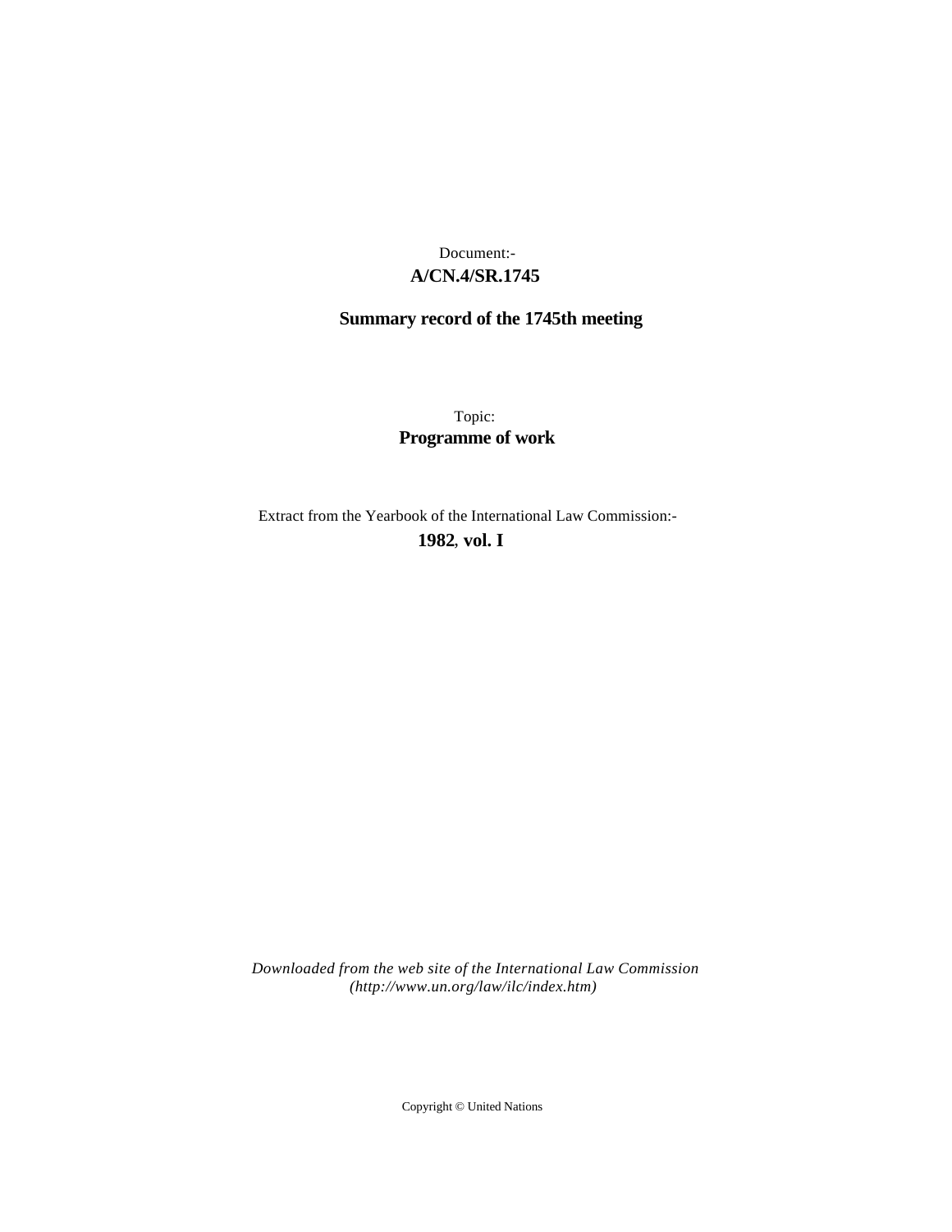Document:-

**A/CN.4/SR.1745**

**Summary record of the 1745th meeting**

Topic:

**Programme of work**

Extract from the Yearbook of the International Law Commission:-

**1982, vol. I**

*Downloaded from the web site of the International Law Commission (http://www.un.org/law/ilc/index.htm)*

Copyright © United Nations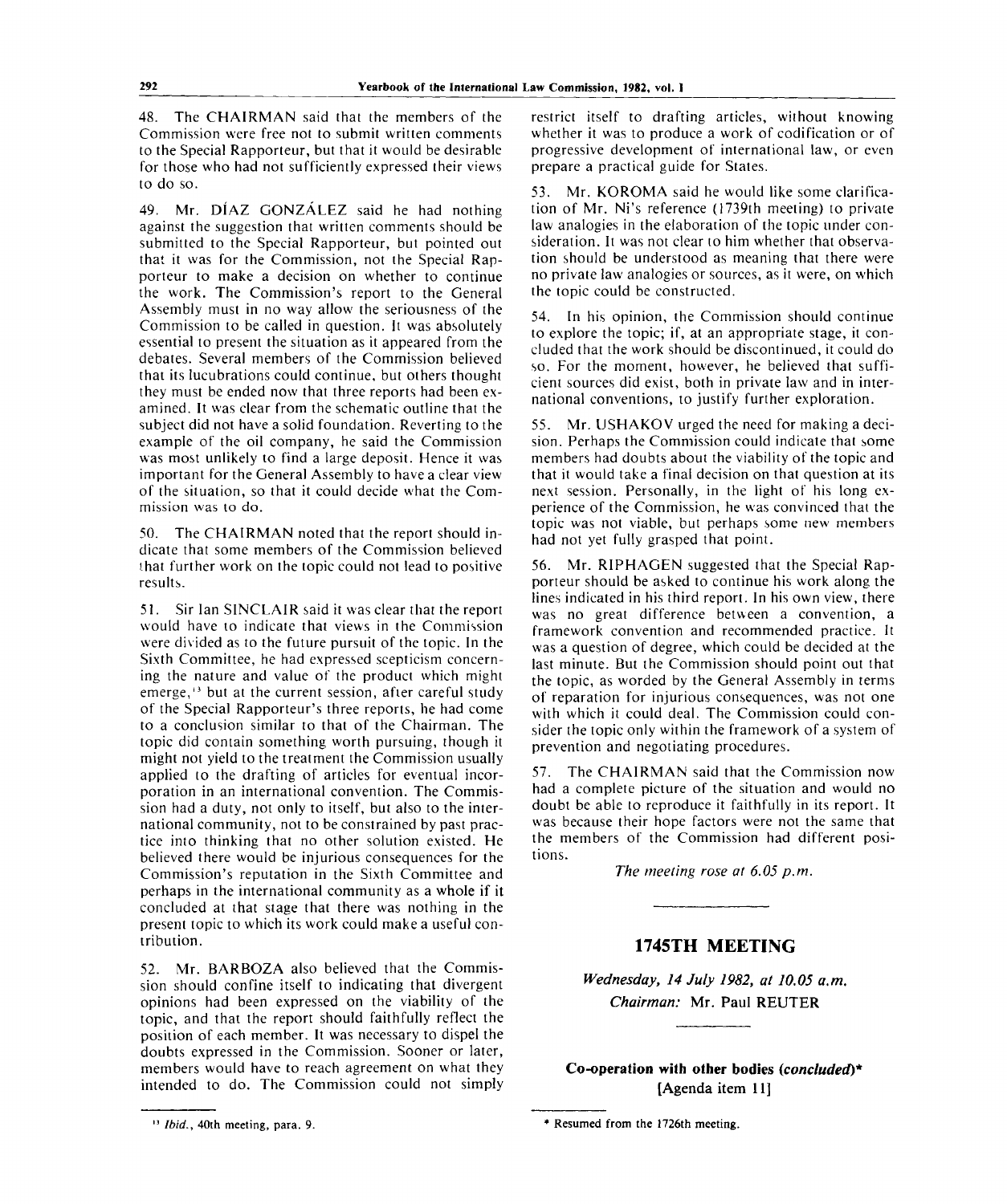48. The CHAIRMAN said that the members of the Commission were free not to submit written comments to the Special Rapporteur, but that it would be desirable for those who had not sufficiently expressed their views to do so.

49. Mr. DÍAZ GONZÁLEZ said he had nothing against the suggestion that written comments should be submitted to the Special Rapporteur, but pointed out that it was for the Commission, not the Special Rapporteur to make a decision on whether to continue the work. The Commission's report to the General Assembly must in no way allow the seriousness of the Commission to be called in question. It was absolutely essential to present the situation as it appeared from the debates. Several members of the Commission believed that its lucubrations could continue, but others thought they must be ended now that three reports had been examined. It was clear from the schematic outline that the subject did not have a solid foundation. Reverting to the example of the oil company, he said the Commission was most unlikely to find a large deposit. Hence it was important for the General Assembly to have a clear view of the situation, so that it could decide what the Commission was to do.

50. The CHAIRMAN noted that the report should indicate that some members of the Commission believed that further work on the topic could not lead to positive results.

51. Sir Ian SINCLAIR said it was clear that the report would have to indicate that views in the Commission were divided as to the future pursuit of the topic. In the Sixth Committee, he had expressed scepticism concerning the nature and value of the product which might emerge,[13] but at the current session, after careful study of the Special Rapporteur's three reports, he had come to a conclusion similar to that of the Chairman. The topic did contain something worth pursuing, though it might not yield to the treatment the Commission usually applied to the drafting of articles for eventual incorporation in an international convention. The Commission had a duty, not only to itself, but also to the international community, not to be constrained by past practice into thinking that no other solution existed. He believed there would be injurious consequences for the Commission's reputation in the Sixth Committee and perhaps in the international community as a whole if it concluded at that stage that there was nothing in the present topic to which its work could make a useful contribution.

52. Mr. BARBOZA also believed that the Commission should confine itself to indicating that divergent opinions had been expressed on the viability of the topic, and that the report should faithfully reflect the position of each member. It was necessary to dispel the doubts expressed in the Commission. Sooner or later, members would have to reach agreement on what they intended to do. The Commission could not simply restrict itself to drafting articles, without knowing whether it was to produce a work of codification or of progressive development of international law, or even prepare a practical guide for States.

53. Mr. KOROMA said he would like some clarification of Mr. Ni's reference (1739th meeting) to private law analogies in the elaboration of the topic under consideration. It was not clear to him whether that observation should be understood as meaning that there were no private law analogies or sources, as it were, on which the topic could be constructed.

54. In his opinion, the Commission should continue to explore the topic; if, at an appropriate stage, it concluded that the work should be discontinued, it could do so. For the moment, however, he believed that sufficient sources did exist, both in private law and in international conventions, to justify further exploration.

55. Mr. USHAKOV urged the need for making a decision. Perhaps the Commission could indicate that some members had doubts about the viability of the topic and that it would take a final decision on that question at its next session. Personally, in the light of his long experience of the Commission, he was convinced that the topic was not viable, but perhaps some new members had not yet fully grasped that point.

56. Mr. RIPHAGEN suggested that the Special Rapporteur should be asked to continue his work along the lines indicated in his third report. In his own view, there was no great difference between a convention, a framework convention and recommended practice. It was a question of degree, which could be decided at the last minute. But the Commission should point out that the topic, as worded by the General Assembly in terms of reparation for injurious consequences, was not one with which it could deal. The Commission could consider the topic only within the framework of a system of prevention and negotiating procedures.

57. The CHAIRMAN said that the Commission now had a complete picture of the situation and would no doubt be able to reproduce it faithfully in its report. It was because their hope factors were not the same that the members of the Commission had different positions.

*The meeting rose at 6.05 p.m.*

---

[13] *Ibid.*, 40th meeting, para. 9.

## 1745TH MEETING

*Wednesday, 14 July 1982, at 10.05 a.m.*

*Chairman:* Mr. Paul REUTER

---

### Co-operation with other bodies (*concluded*)*

[Agenda item 11]

---

\* Resumed from the 1726th meeting.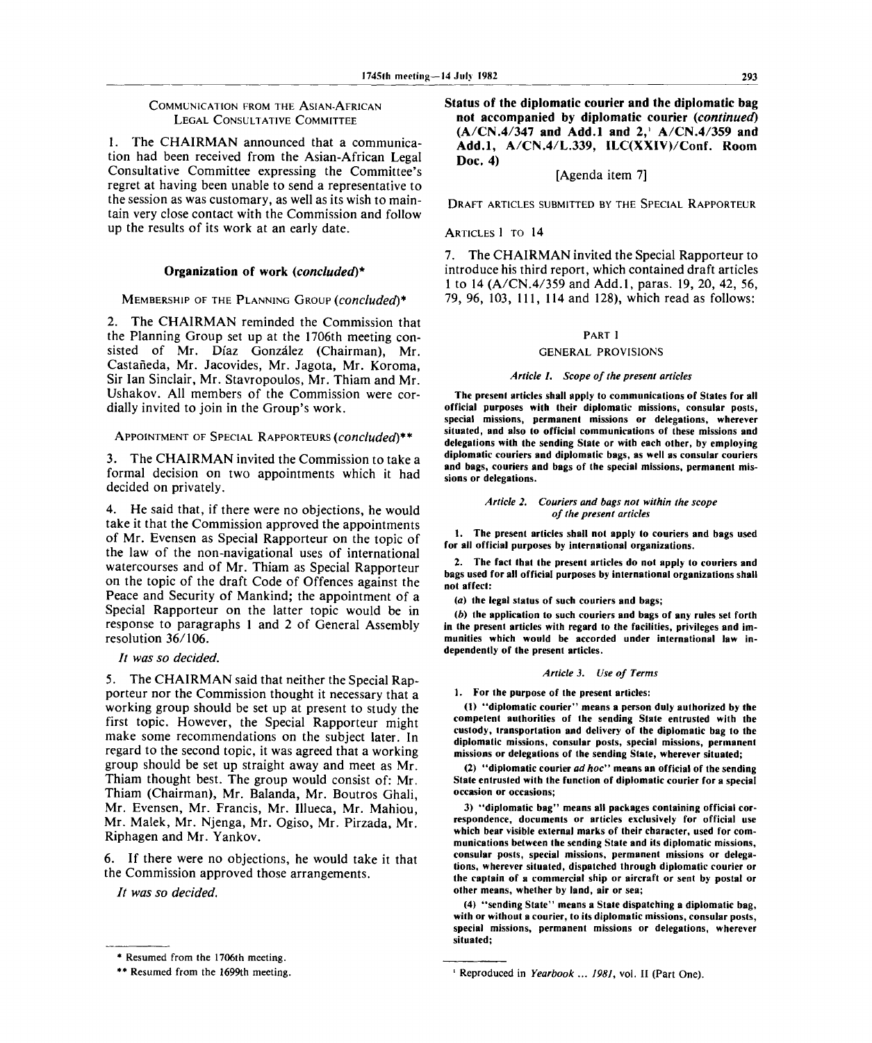COMMUNICATION FROM THE ASIAN-AFRICAN LEGAL CONSULTATIVE COMMITTEE

1. The CHAIRMAN announced that a communication had been received from the Asian-African Legal Consultative Committee expressing the Committee's regret at having been unable to send a representative to the session as was customary, as well as its wish to maintain very close contact with the Commission and follow up the results of its work at an early date.

## Organization of work (*concluded*)*

MEMBERSHIP OF THE PLANNING GROUP (*concluded*)*

2. The CHAIRMAN reminded the Commission that the Planning Group set up at the 1706th meeting consisted of Mr. Díaz González (Chairman), Mr. Castañeda, Mr. Jacovides, Mr. Jagota, Mr. Koroma, Sir Ian Sinclair, Mr. Stavropoulos, Mr. Thiam and Mr. Ushakov. All members of the Commission were cordially invited to join in the Group's work.

APPOINTMENT OF SPECIAL RAPPORTEURS (*concluded*)**

3. The CHAIRMAN invited the Commission to take a formal decision on two appointments which it had decided on privately.

4. He said that, if there were no objections, he would take it that the Commission approved the appointments of Mr. Evensen as Special Rapporteur on the topic of the law of the non-navigational uses of international watercourses and of Mr. Thiam as Special Rapporteur on the topic of the draft Code of Offences against the Peace and Security of Mankind; the appointment of a Special Rapporteur on the latter topic would be in response to paragraphs 1 and 2 of General Assembly resolution 36/106.

*It was so decided.*

5. The CHAIRMAN said that neither the Special Rapporteur nor the Commission thought it necessary that a working group should be set up at present to study the first topic. However, the Special Rapporteur might make some recommendations on the subject later. In regard to the second topic, it was agreed that a working group should be set up straight away and meet as Mr. Thiam thought best. The group would consist of: Mr. Thiam (Chairman), Mr. Balanda, Mr. Boutros Ghali, Mr. Evensen, Mr. Francis, Mr. Illueca, Mr. Mahiou, Mr. Malek, Mr. Njenga, Mr. Ogiso, Mr. Pirzada, Mr. Riphagen and Mr. Yankov.

6. If there were no objections, he would take it that the Commission approved those arrangements.

*It was so decided.*

\* Resumed from the 1706th meeting.

\*\* Resumed from the 1699th meeting.

## Status of the diplomatic courier and the diplomatic bag not accompanied by diplomatic courier (*continued*) (A/CN.4/347 and Add.1 and 2,[1] A/CN.4/359 and Add.1, A/CN.4/L.339, ILC(XXIV)/Conf. Room Doc. 4)

[Agenda item 7]

DRAFT ARTICLES SUBMITTED BY THE SPECIAL RAPPORTEUR

ARTICLES 1 TO 14

7. The CHAIRMAN invited the Special Rapporteur to introduce his third report, which contained draft articles 1 to 14 (A/CN.4/359 and Add.1, paras. 19, 20, 42, 56, 79, 96, 103, 111, 114 and 128), which read as follows:

PART I

GENERAL PROVISIONS

*Article 1. Scope of the present articles*

**The present articles shall apply to communications of States for all official purposes with their diplomatic missions, consular posts, special missions, permanent missions or delegations, wherever situated, and also to official communications of these missions and delegations with the sending State or with each other, by employing diplomatic couriers and diplomatic bags, as well as consular couriers and bags, couriers and bags of the special missions, permanent missions or delegations.**

*Article 2. Couriers and bags not within the scope of the present articles*

**1. The present articles shall not apply to couriers and bags used for all official purposes by international organizations.**

**2. The fact that the present articles do not apply to couriers and bags used for all official purposes by international organizations shall not affect:**

**(*a*) the legal status of such couriers and bags;**

**(*b*) the application to such couriers and bags of any rules set forth in the present articles with regard to the facilities, privileges and immunities which would be accorded under international law independently of the present articles.**

*Article 3. Use of Terms*

**1. For the purpose of the present articles:**

**(1) "diplomatic courier" means a person duly authorized by the competent authorities of the sending State entrusted with the custody, transportation and delivery of the diplomatic bag to the diplomatic missions, consular posts, special missions, permanent missions or delegations of the sending State, wherever situated;**

**(2) "diplomatic courier *ad hoc*" means an official of the sending State entrusted with the function of diplomatic courier for a special occasion or occasions;**

**3) "diplomatic bag" means all packages containing official correspondence, documents or articles exclusively for official use which bear visible external marks of their character, used for communications between the sending State and its diplomatic missions, consular posts, special missions, permanent missions or delegations, wherever situated, dispatched through diplomatic courier or the captain of a commercial ship or aircraft or sent by postal or other means, whether by land, air or sea;**

**(4) "sending State" means a State dispatching a diplomatic bag, with or without a courier, to its diplomatic missions, consular posts, special missions, permanent missions or delegations, wherever situated;**

[1] Reproduced in *Yearbook ... 1981*, vol. II (Part One).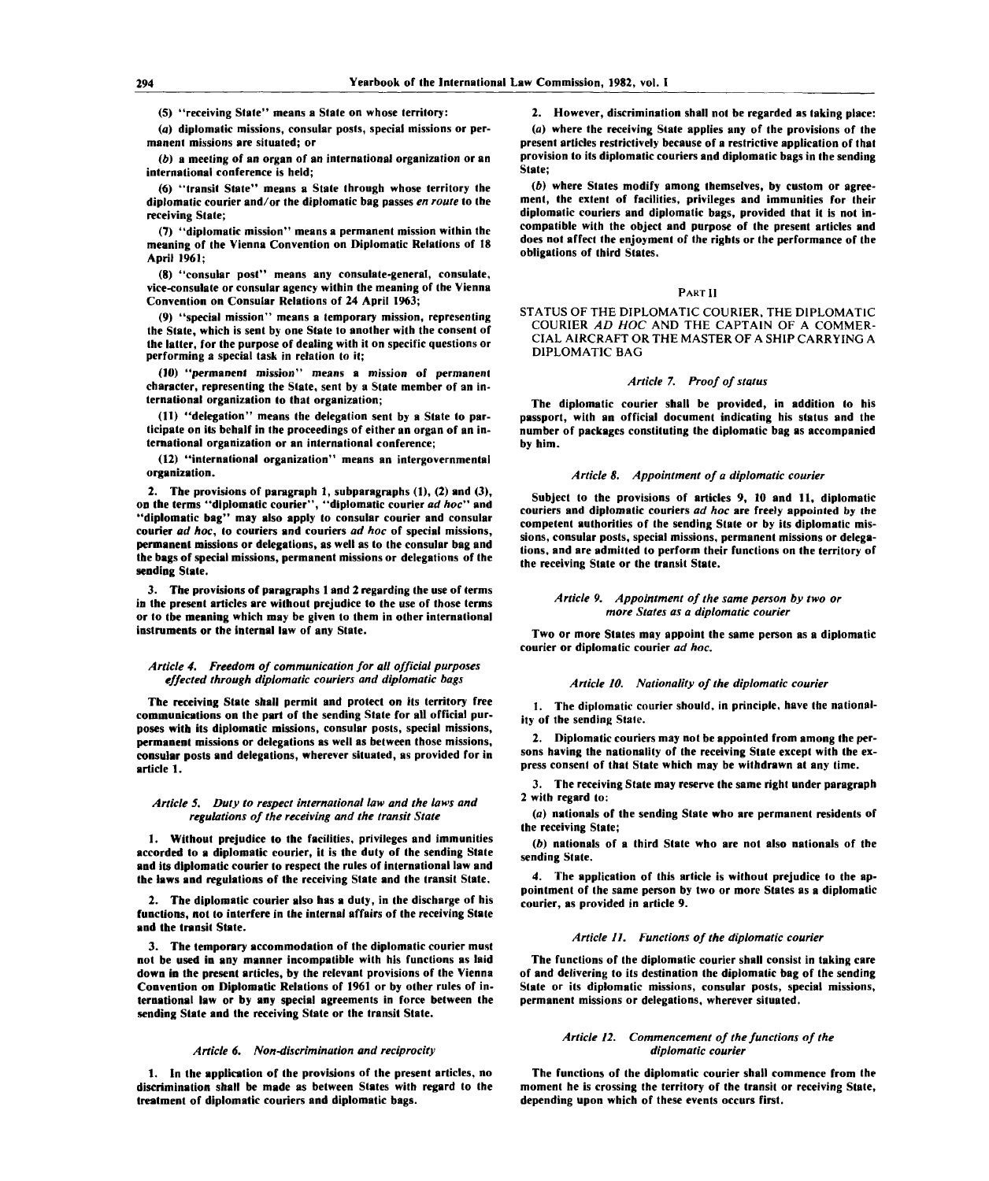(5) "receiving State" means a State on whose territory:

(*a*) diplomatic missions, consular posts, special missions or permanent missions are situated; or

(*b*) a meeting of an organ of an international organization or an international conference is held;

(6) "transit State" means a State through whose territory the diplomatic courier and/or the diplomatic bag passes *en route* to the receiving State;

(7) "diplomatic mission" means a permanent mission within the meaning of the Vienna Convention on Diplomatic Relations of 18 April 1961;

(8) "consular post" means any consulate-general, consulate, vice-consulate or consular agency within the meaning of the Vienna Convention on Consular Relations of 24 April 1963;

(9) "special mission" means a temporary mission, representing the State, which is sent by one State to another with the consent of the latter, for the purpose of dealing with it on specific questions or performing a special task in relation to it;

(10) "permanent mission" means a mission of permanent character, representing the State, sent by a State member of an international organization to that organization;

(11) "delegation" means the delegation sent by a State to participate on its behalf in the proceedings of either an organ of an international organization or an international conference;

(12) "international organization" means an intergovernmental organization.

2. The provisions of paragraph 1, subparagraphs (1), (2) and (3), on the terms "diplomatic courier", "diplomatic courier *ad hoc*" and "diplomatic bag" may also apply to consular courier and consular courier *ad hoc*, to couriers and couriers *ad hoc* of special missions, permanent missions or delegations, as well as to the consular bag and the bags of special missions, permanent missions or delegations of the sending State.

3. The provisions of paragraphs 1 and 2 regarding the use of terms in the present articles are without prejudice to the use of those terms or to the meaning which may be given to them in other international instruments or the internal law of any State.

*Article 4. Freedom of communication for all official purposes effected through diplomatic couriers and diplomatic bags*

The receiving State shall permit and protect on its territory free communications on the part of the sending State for all official purposes with its diplomatic missions, consular posts, special missions, permanent missions or delegations as well as between those missions, consular posts and delegations, wherever situated, as provided for in article 1.

*Article 5. Duty to respect international law and the laws and regulations of the receiving and the transit State*

1. Without prejudice to the facilities, privileges and immunities accorded to a diplomatic courier, it is the duty of the sending State and its diplomatic courier to respect the rules of international law and the laws and regulations of the receiving State and the transit State.

2. The diplomatic courier also has a duty, in the discharge of his functions, not to interfere in the internal affairs of the receiving State and the transit State.

3. The temporary accommodation of the diplomatic courier must not be used in any manner incompatible with his functions as laid down in the present articles, by the relevant provisions of the Vienna Convention on Diplomatic Relations of 1961 or by other rules of international law or by any special agreements in force between the sending State and the receiving State or the transit State.

*Article 6. Non-discrimination and reciprocity*

1. In the application of the provisions of the present articles, no discrimination shall be made as between States with regard to the treatment of diplomatic couriers and diplomatic bags.

2. However, discrimination shall not be regarded as taking place:

(*a*) where the receiving State applies any of the provisions of the present articles restrictively because of a restrictive application of that provision to its diplomatic couriers and diplomatic bags in the sending State;

(*b*) where States modify among themselves, by custom or agreement, the extent of facilities, privileges and immunities for their diplomatic couriers and diplomatic bags, provided that it is not incompatible with the object and purpose of the present articles and does not affect the enjoyment of the rights or the performance of the obligations of third States.

## PART II

## STATUS OF THE DIPLOMATIC COURIER, THE DIPLOMATIC COURIER *AD HOC* AND THE CAPTAIN OF A COMMERCIAL AIRCRAFT OR THE MASTER OF A SHIP CARRYING A DIPLOMATIC BAG

*Article 7. Proof of status*

The diplomatic courier shall be provided, in addition to his passport, with an official document indicating his status and the number of packages constituting the diplomatic bag as accompanied by him.

*Article 8. Appointment of a diplomatic courier*

Subject to the provisions of articles 9, 10 and 11, diplomatic couriers and diplomatic couriers *ad hoc* are freely appointed by the competent authorities of the sending State or by its diplomatic missions, consular posts, special missions, permanent missions or delegations, and are admitted to perform their functions on the territory of the receiving State or the transit State.

*Article 9. Appointment of the same person by two or more States as a diplomatic courier*

Two or more States may appoint the same person as a diplomatic courier or diplomatic courier *ad hoc*.

*Article 10. Nationality of the diplomatic courier*

1. The diplomatic courier should, in principle, have the nationality of the sending State.

2. Diplomatic couriers may not be appointed from among the persons having the nationality of the receiving State except with the express consent of that State which may be withdrawn at any time.

3. The receiving State may reserve the same right under paragraph 2 with regard to:

(*a*) nationals of the sending State who are permanent residents of the receiving State;

(*b*) nationals of a third State who are not also nationals of the sending State.

4. The application of this article is without prejudice to the appointment of the same person by two or more States as a diplomatic courier, as provided in article 9.

*Article 11. Functions of the diplomatic courier*

The functions of the diplomatic courier shall consist in taking care of and delivering to its destination the diplomatic bag of the sending State or its diplomatic missions, consular posts, special missions, permanent missions or delegations, wherever situated.

*Article 12. Commencement of the functions of the diplomatic courier*

The functions of the diplomatic courier shall commence from the moment he is crossing the territory of the transit or receiving State, depending upon which of these events occurs first.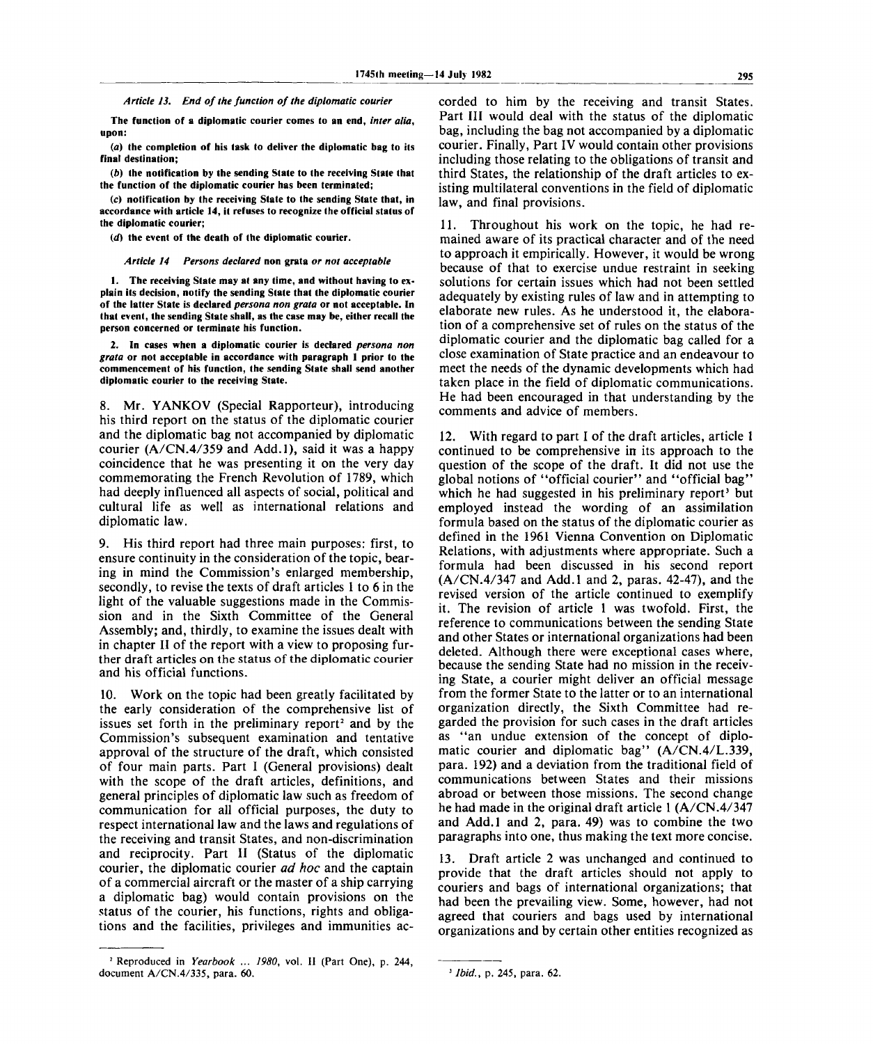*Article 13. End of the function of the diplomatic courier*

**The function of a diplomatic courier comes to an end, *inter alia*, upon:**

**(*a*) the completion of his task to deliver the diplomatic bag to its final destination;**

**(*b*) the notification by the sending State to the receiving State that the function of the diplomatic courier has been terminated;**

**(*c*) notification by the receiving State to the sending State that, in accordance with article 14, it refuses to recognize the official status of the diplomatic courier;**

**(*d*) the event of the death of the diplomatic courier.**

*Article 14 Persons declared* non grata *or not acceptable*

**1. The receiving State may at any time, and without having to explain its decision, notify the sending State that the diplomatic courier of the latter State is declared *persona non grata* or not acceptable. In that event, the sending State shall, as the case may be, either recall the person concerned or terminate his function.**

**2. In cases when a diplomatic courier is declared *persona non grata* or not acceptable in accordance with paragraph 1 prior to the commencement of his function, the sending State shall send another diplomatic courier to the receiving State.**

8. Mr. YANKOV (Special Rapporteur), introducing his third report on the status of the diplomatic courier and the diplomatic bag not accompanied by diplomatic courier (A/CN.4/359 and Add.1), said it was a happy coincidence that he was presenting it on the very day commemorating the French Revolution of 1789, which had deeply influenced all aspects of social, political and cultural life as well as international relations and diplomatic law.

9. His third report had three main purposes: first, to ensure continuity in the consideration of the topic, bearing in mind the Commission's enlarged membership, secondly, to revise the texts of draft articles 1 to 6 in the light of the valuable suggestions made in the Commission and in the Sixth Committee of the General Assembly; and, thirdly, to examine the issues dealt with in chapter II of the report with a view to proposing further draft articles on the status of the diplomatic courier and his official functions.

10. Work on the topic had been greatly facilitated by the early consideration of the comprehensive list of issues set forth in the preliminary report[2] and by the Commission's subsequent examination and tentative approval of the structure of the draft, which consisted of four main parts. Part I (General provisions) dealt with the scope of the draft articles, definitions, and general principles of diplomatic law such as freedom of communication for all official purposes, the duty to respect international law and the laws and regulations of the receiving and transit States, and non-discrimination and reciprocity. Part II (Status of the diplomatic courier, the diplomatic courier *ad hoc* and the captain of a commercial aircraft or the master of a ship carrying a diplomatic bag) would contain provisions on the status of the courier, his functions, rights and obligations and the facilities, privileges and immunities accorded to him by the receiving and transit States. Part III would deal with the status of the diplomatic bag, including the bag not accompanied by a diplomatic courier. Finally, Part IV would contain other provisions including those relating to the obligations of transit and third States, the relationship of the draft articles to existing multilateral conventions in the field of diplomatic law, and final provisions.

11. Throughout his work on the topic, he had remained aware of its practical character and of the need to approach it empirically. However, it would be wrong because of that to exercise undue restraint in seeking solutions for certain issues which had not been settled adequately by existing rules of law and in attempting to elaborate new rules. As he understood it, the elaboration of a comprehensive set of rules on the status of the diplomatic courier and the diplomatic bag called for a close examination of State practice and an endeavour to meet the needs of the dynamic developments which had taken place in the field of diplomatic communications. He had been encouraged in that understanding by the comments and advice of members.

12. With regard to part I of the draft articles, article 1 continued to be comprehensive in its approach to the question of the scope of the draft. It did not use the global notions of "official courier" and "official bag" which he had suggested in his preliminary report[3] but employed instead the wording of an assimilation formula based on the status of the diplomatic courier as defined in the 1961 Vienna Convention on Diplomatic Relations, with adjustments where appropriate. Such a formula had been discussed in his second report (A/CN.4/347 and Add.1 and 2, paras. 42-47), and the revised version of the article continued to exemplify it. The revision of article 1 was twofold. First, the reference to communications between the sending State and other States or international organizations had been deleted. Although there were exceptional cases where, because the sending State had no mission in the receiving State, a courier might deliver an official message from the former State to the latter or to an international organization directly, the Sixth Committee had regarded the provision for such cases in the draft articles as "an undue extension of the concept of diplomatic courier and diplomatic bag" (A/CN.4/L.339, para. 192) and a deviation from the traditional field of communications between States and their missions abroad or between those missions. The second change he had made in the original draft article 1 (A/CN.4/347 and Add.1 and 2, para. 49) was to combine the two paragraphs into one, thus making the text more concise.

13. Draft article 2 was unchanged and continued to provide that the draft articles should not apply to couriers and bags of international organizations; that had been the prevailing view. Some, however, had not agreed that couriers and bags used by international organizations and by certain other entities recognized as

---

[2] Reproduced in *Yearbook ... 1980*, vol. II (Part One), p. 244, document A/CN.4/335, para. 60.

[3] *Ibid.*, p. 245, para. 62.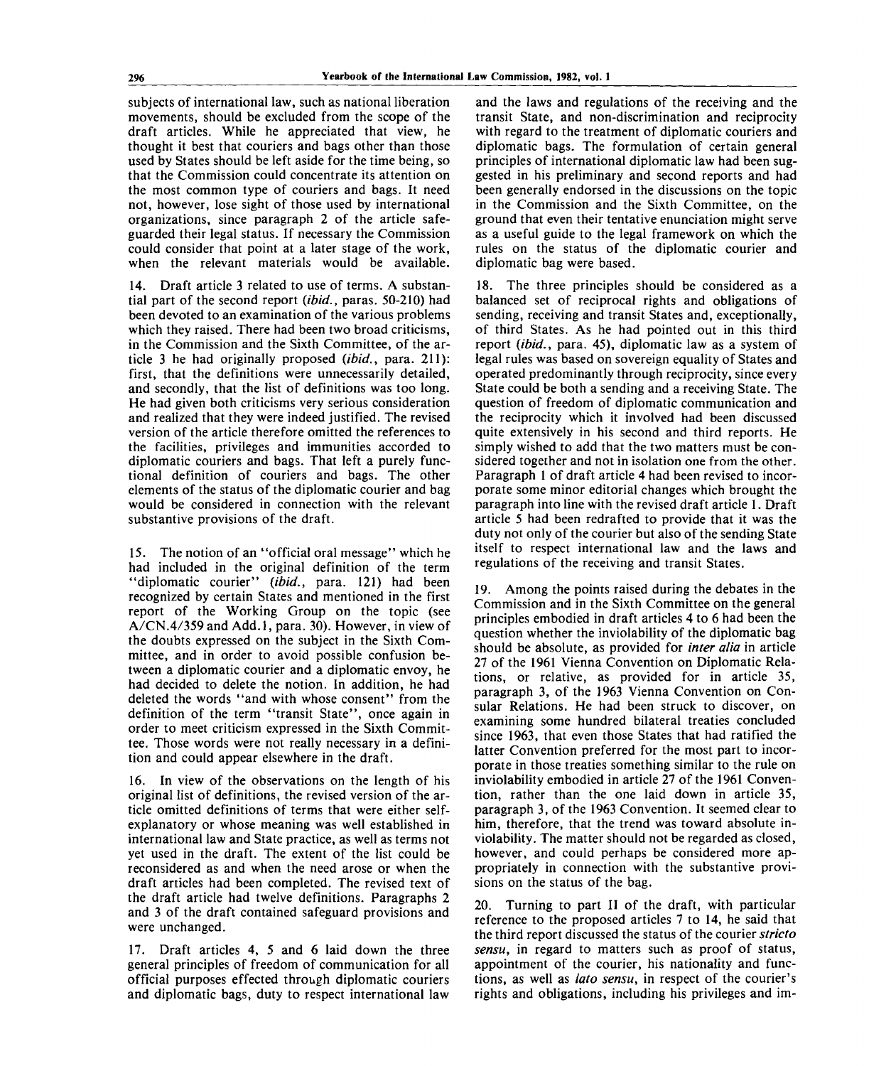subjects of international law, such as national liberation movements, should be excluded from the scope of the draft articles. While he appreciated that view, he thought it best that couriers and bags other than those used by States should be left aside for the time being, so that the Commission could concentrate its attention on the most common type of couriers and bags. It need not, however, lose sight of those used by international organizations, since paragraph 2 of the article safeguarded their legal status. If necessary the Commission could consider that point at a later stage of the work, when the relevant materials would be available.

14. Draft article 3 related to use of terms. A substantial part of the second report (*ibid.*, paras. 50-210) had been devoted to an examination of the various problems which they raised. There had been two broad criticisms, in the Commission and the Sixth Committee, of the article 3 he had originally proposed (*ibid.*, para. 211): first, that the definitions were unnecessarily detailed, and secondly, that the list of definitions was too long. He had given both criticisms very serious consideration and realized that they were indeed justified. The revised version of the article therefore omitted the references to the facilities, privileges and immunities accorded to diplomatic couriers and bags. That left a purely functional definition of couriers and bags. The other elements of the status of the diplomatic courier and bag would be considered in connection with the relevant substantive provisions of the draft.

15. The notion of an "official oral message" which he had included in the original definition of the term "diplomatic courier" (*ibid.*, para. 121) had been recognized by certain States and mentioned in the first report of the Working Group on the topic (see A/CN.4/359 and Add.1, para. 30). However, in view of the doubts expressed on the subject in the Sixth Committee, and in order to avoid possible confusion between a diplomatic courier and a diplomatic envoy, he had decided to delete the notion. In addition, he had deleted the words "and with whose consent" from the definition of the term "transit State", once again in order to meet criticism expressed in the Sixth Committee. Those words were not really necessary in a definition and could appear elsewhere in the draft.

16. In view of the observations on the length of his original list of definitions, the revised version of the article omitted definitions of terms that were either self-explanatory or whose meaning was well established in international law and State practice, as well as terms not yet used in the draft. The extent of the list could be reconsidered as and when the need arose or when the draft articles had been completed. The revised text of the draft article had twelve definitions. Paragraphs 2 and 3 of the draft contained safeguard provisions and were unchanged.

17. Draft articles 4, 5 and 6 laid down the three general principles of freedom of communication for all official purposes effected through diplomatic couriers and diplomatic bags, duty to respect international law and the laws and regulations of the receiving and the transit State, and non-discrimination and reciprocity with regard to the treatment of diplomatic couriers and diplomatic bags. The formulation of certain general principles of international diplomatic law had been suggested in his preliminary and second reports and had been generally endorsed in the discussions on the topic in the Commission and the Sixth Committee, on the ground that even their tentative enunciation might serve as a useful guide to the legal framework on which the rules on the status of the diplomatic courier and diplomatic bag were based.

18. The three principles should be considered as a balanced set of reciprocal rights and obligations of sending, receiving and transit States and, exceptionally, of third States. As he had pointed out in this third report (*ibid.*, para. 45), diplomatic law as a system of legal rules was based on sovereign equality of States and operated predominantly through reciprocity, since every State could be both a sending and a receiving State. The question of freedom of diplomatic communication and the reciprocity which it involved had been discussed quite extensively in his second and third reports. He simply wished to add that the two matters must be considered together and not in isolation one from the other. Paragraph 1 of draft article 4 had been revised to incorporate some minor editorial changes which brought the paragraph into line with the revised draft article 1. Draft article 5 had been redrafted to provide that it was the duty not only of the courier but also of the sending State itself to respect international law and the laws and regulations of the receiving and transit States.

19. Among the points raised during the debates in the Commission and in the Sixth Committee on the general principles embodied in draft articles 4 to 6 had been the question whether the inviolability of the diplomatic bag should be absolute, as provided for *inter alia* in article 27 of the 1961 Vienna Convention on Diplomatic Relations, or relative, as provided for in article 35, paragraph 3, of the 1963 Vienna Convention on Consular Relations. He had been struck to discover, on examining some hundred bilateral treaties concluded since 1963, that even those States that had ratified the latter Convention preferred for the most part to incorporate in those treaties something similar to the rule on inviolability embodied in article 27 of the 1961 Convention, rather than the one laid down in article 35, paragraph 3, of the 1963 Convention. It seemed clear to him, therefore, that the trend was toward absolute inviolability. The matter should not be regarded as closed, however, and could perhaps be considered more appropriately in connection with the substantive provisions on the status of the bag.

20. Turning to part II of the draft, with particular reference to the proposed articles 7 to 14, he said that the third report discussed the status of the courier *stricto sensu*, in regard to matters such as proof of status, appointment of the courier, his nationality and functions, as well as *lato sensu*, in respect of the courier's rights and obligations, including his privileges and im-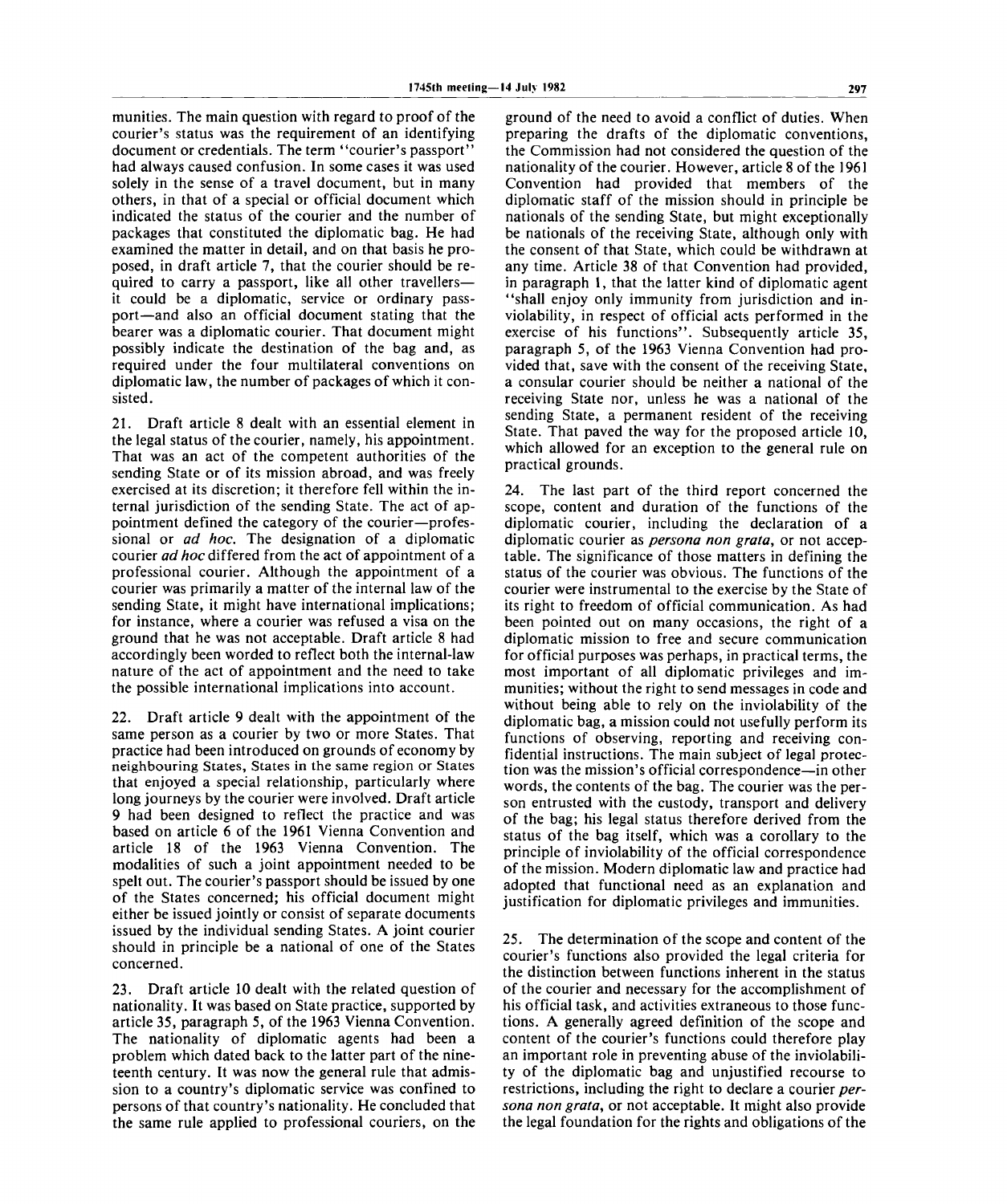munities. The main question with regard to proof of the courier's status was the requirement of an identifying document or credentials. The term "courier's passport" had always caused confusion. In some cases it was used solely in the sense of a travel document, but in many others, in that of a special or official document which indicated the status of the courier and the number of packages that constituted the diplomatic bag. He had examined the matter in detail, and on that basis he proposed, in draft article 7, that the courier should be required to carry a passport, like all other travellers—it could be a diplomatic, service or ordinary passport—and also an official document stating that the bearer was a diplomatic courier. That document might possibly indicate the destination of the bag and, as required under the four multilateral conventions on diplomatic law, the number of packages of which it consisted.

21. Draft article 8 dealt with an essential element in the legal status of the courier, namely, his appointment. That was an act of the competent authorities of the sending State or of its mission abroad, and was freely exercised at its discretion; it therefore fell within the internal jurisdiction of the sending State. The act of appointment defined the category of the courier—professional or *ad hoc*. The designation of a diplomatic courier *ad hoc* differed from the act of appointment of a professional courier. Although the appointment of a courier was primarily a matter of the internal law of the sending State, it might have international implications; for instance, where a courier was refused a visa on the ground that he was not acceptable. Draft article 8 had accordingly been worded to reflect both the internal-law nature of the act of appointment and the need to take the possible international implications into account.

22. Draft article 9 dealt with the appointment of the same person as a courier by two or more States. That practice had been introduced on grounds of economy by neighbouring States, States in the same region or States that enjoyed a special relationship, particularly where long journeys by the courier were involved. Draft article 9 had been designed to reflect the practice and was based on article 6 of the 1961 Vienna Convention and article 18 of the 1963 Vienna Convention. The modalities of such a joint appointment needed to be spelt out. The courier's passport should be issued by one of the States concerned; his official document might either be issued jointly or consist of separate documents issued by the individual sending States. A joint courier should in principle be a national of one of the States concerned.

23. Draft article 10 dealt with the related question of nationality. It was based on State practice, supported by article 35, paragraph 5, of the 1963 Vienna Convention. The nationality of diplomatic agents had been a problem which dated back to the latter part of the nineteenth century. It was now the general rule that admission to a country's diplomatic service was confined to persons of that country's nationality. He concluded that the same rule applied to professional couriers, on the ground of the need to avoid a conflict of duties. When preparing the drafts of the diplomatic conventions, the Commission had not considered the question of the nationality of the courier. However, article 8 of the 1961 Convention had provided that members of the diplomatic staff of the mission should in principle be nationals of the sending State, but might exceptionally be nationals of the receiving State, although only with the consent of that State, which could be withdrawn at any time. Article 38 of that Convention had provided, in paragraph 1, that the latter kind of diplomatic agent "shall enjoy only immunity from jurisdiction and inviolability, in respect of official acts performed in the exercise of his functions". Subsequently article 35, paragraph 5, of the 1963 Vienna Convention had provided that, save with the consent of the receiving State, a consular courier should be neither a national of the receiving State nor, unless he was a national of the sending State, a permanent resident of the receiving State. That paved the way for the proposed article 10, which allowed for an exception to the general rule on practical grounds.

24. The last part of the third report concerned the scope, content and duration of the functions of the diplomatic courier, including the declaration of a diplomatic courier as *persona non grata*, or not acceptable. The significance of those matters in defining the status of the courier was obvious. The functions of the courier were instrumental to the exercise by the State of its right to freedom of official communication. As had been pointed out on many occasions, the right of a diplomatic mission to free and secure communication for official purposes was perhaps, in practical terms, the most important of all diplomatic privileges and immunities; without the right to send messages in code and without being able to rely on the inviolability of the diplomatic bag, a mission could not usefully perform its functions of observing, reporting and receiving confidential instructions. The main subject of legal protection was the mission's official correspondence—in other words, the contents of the bag. The courier was the person entrusted with the custody, transport and delivery of the bag; his legal status therefore derived from the status of the bag itself, which was a corollary to the principle of inviolability of the official correspondence of the mission. Modern diplomatic law and practice had adopted that functional need as an explanation and justification for diplomatic privileges and immunities.

25. The determination of the scope and content of the courier's functions also provided the legal criteria for the distinction between functions inherent in the status of the courier and necessary for the accomplishment of his official task, and activities extraneous to those functions. A generally agreed definition of the scope and content of the courier's functions could therefore play an important role in preventing abuse of the inviolability of the diplomatic bag and unjustified recourse to restrictions, including the right to declare a courier *persona non grata*, or not acceptable. It might also provide the legal foundation for the rights and obligations of the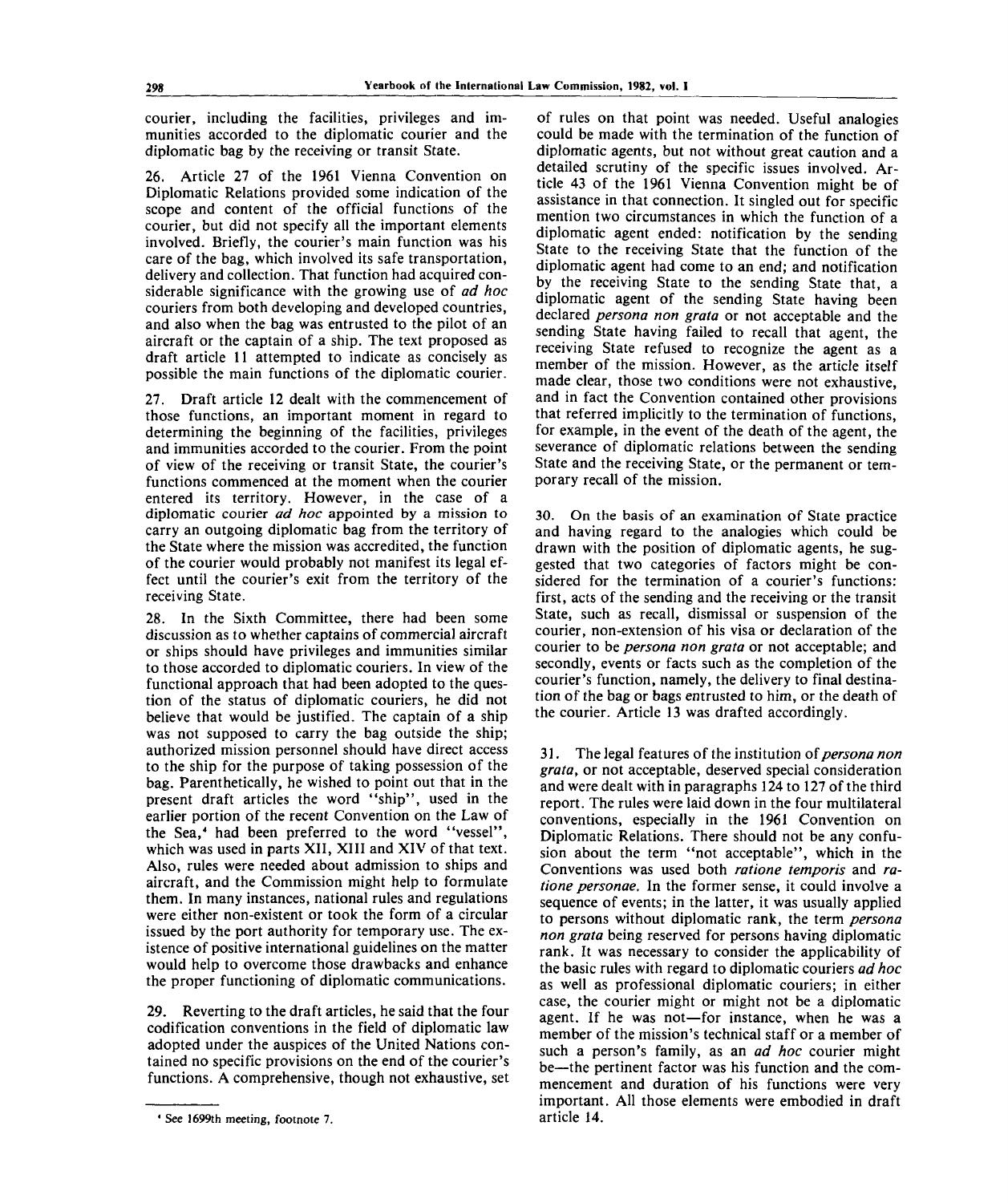courier, including the facilities, privileges and immunities accorded to the diplomatic courier and the diplomatic bag by the receiving or transit State.

26. Article 27 of the 1961 Vienna Convention on Diplomatic Relations provided some indication of the scope and content of the official functions of the courier, but did not specify all the important elements involved. Briefly, the courier's main function was his care of the bag, which involved its safe transportation, delivery and collection. That function had acquired considerable significance with the growing use of *ad hoc* couriers from both developing and developed countries, and also when the bag was entrusted to the pilot of an aircraft or the captain of a ship. The text proposed as draft article 11 attempted to indicate as concisely as possible the main functions of the diplomatic courier.

27. Draft article 12 dealt with the commencement of those functions, an important moment in regard to determining the beginning of the facilities, privileges and immunities accorded to the courier. From the point of view of the receiving or transit State, the courier's functions commenced at the moment when the courier entered its territory. However, in the case of a diplomatic courier *ad hoc* appointed by a mission to carry an outgoing diplomatic bag from the territory of the State where the mission was accredited, the function of the courier would probably not manifest its legal effect until the courier's exit from the territory of the receiving State.

28. In the Sixth Committee, there had been some discussion as to whether captains of commercial aircraft or ships should have privileges and immunities similar to those accorded to diplomatic couriers. In view of the functional approach that had been adopted to the question of the status of diplomatic couriers, he did not believe that would be justified. The captain of a ship was not supposed to carry the bag outside the ship; authorized mission personnel should have direct access to the ship for the purpose of taking possession of the bag. Parenthetically, he wished to point out that in the present draft articles the word "ship", used in the earlier portion of the recent Convention on the Law of the Sea,[4] had been preferred to the word "vessel", which was used in parts XII, XIII and XIV of that text. Also, rules were needed about admission to ships and aircraft, and the Commission might help to formulate them. In many instances, national rules and regulations were either non-existent or took the form of a circular issued by the port authority for temporary use. The existence of positive international guidelines on the matter would help to overcome those drawbacks and enhance the proper functioning of diplomatic communications.

29. Reverting to the draft articles, he said that the four codification conventions in the field of diplomatic law adopted under the auspices of the United Nations contained no specific provisions on the end of the courier's functions. A comprehensive, though not exhaustive, set of rules on that point was needed. Useful analogies could be made with the termination of the function of diplomatic agents, but not without great caution and a detailed scrutiny of the specific issues involved. Article 43 of the 1961 Vienna Convention might be of assistance in that connection. It singled out for specific mention two circumstances in which the function of a diplomatic agent ended: notification by the sending State to the receiving State that the function of the diplomatic agent had come to an end; and notification by the receiving State to the sending State that, a diplomatic agent of the sending State having been declared *persona non grata* or not acceptable and the sending State having failed to recall that agent, the receiving State refused to recognize the agent as a member of the mission. However, as the article itself made clear, those two conditions were not exhaustive, and in fact the Convention contained other provisions that referred implicitly to the termination of functions, for example, in the event of the death of the agent, the severance of diplomatic relations between the sending State and the receiving State, or the permanent or temporary recall of the mission.

30. On the basis of an examination of State practice and having regard to the analogies which could be drawn with the position of diplomatic agents, he suggested that two categories of factors might be considered for the termination of a courier's functions: first, acts of the sending and the receiving or the transit State, such as recall, dismissal or suspension of the courier, non-extension of his visa or declaration of the courier to be *persona non grata* or not acceptable; and secondly, events or facts such as the completion of the courier's function, namely, the delivery to final destination of the bag or bags entrusted to him, or the death of the courier. Article 13 was drafted accordingly.

31. The legal features of the institution of *persona non grata*, or not acceptable, deserved special consideration and were dealt with in paragraphs 124 to 127 of the third report. The rules were laid down in the four multilateral conventions, especially in the 1961 Convention on Diplomatic Relations. There should not be any confusion about the term "not acceptable", which in the Conventions was used both *ratione temporis* and *ratione personae*. In the former sense, it could involve a sequence of events; in the latter, it was usually applied to persons without diplomatic rank, the term *persona non grata* being reserved for persons having diplomatic rank. It was necessary to consider the applicability of the basic rules with regard to diplomatic couriers *ad hoc* as well as professional diplomatic couriers; in either case, the courier might or might not be a diplomatic agent. If he was not—for instance, when he was a member of the mission's technical staff or a member of such a person's family, as an *ad hoc* courier might be—the pertinent factor was his function and the commencement and duration of his functions were very important. All those elements were embodied in draft article 14.

---

[4] See 1699th meeting, footnote 7.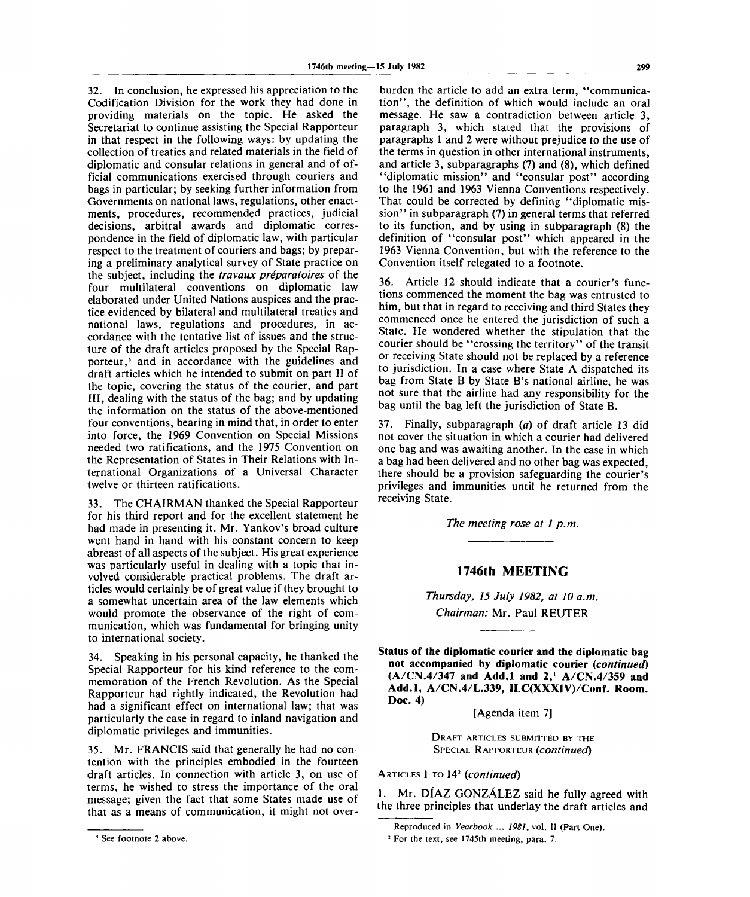32. In conclusion, he expressed his appreciation to the Codification Division for the work they had done in providing materials on the topic. He asked the Secretariat to continue assisting the Special Rapporteur in that respect in the following ways: by updating the collection of treaties and related materials in the field of diplomatic and consular relations in general and of official communications exercised through couriers and bags in particular; by seeking further information from Governments on national laws, regulations, other enactments, procedures, recommended practices, judicial decisions, arbitral awards and diplomatic correspondence in the field of diplomatic law, with particular respect to the treatment of couriers and bags; by preparing a preliminary analytical survey of State practice on the subject, including the *travaux préparatoires* of the four multilateral conventions on diplomatic law elaborated under United Nations auspices and the practice evidenced by bilateral and multilateral treaties and national laws, regulations and procedures, in accordance with the tentative list of issues and the structure of the draft articles proposed by the Special Rapporteur,[5] and in accordance with the guidelines and draft articles which he intended to submit on part II of the topic, covering the status of the courier, and part III, dealing with the status of the bag; and by updating the information on the status of the above-mentioned four conventions, bearing in mind that, in order to enter into force, the 1969 Convention on Special Missions needed two ratifications, and the 1975 Convention on the Representation of States in Their Relations with International Organizations of a Universal Character twelve or thirteen ratifications.

33. The CHAIRMAN thanked the Special Rapporteur for his third report and for the excellent statement he had made in presenting it. Mr. Yankov's broad culture went hand in hand with his constant concern to keep abreast of all aspects of the subject. His great experience was particularly useful in dealing with a topic that involved considerable practical problems. The draft articles would certainly be of great value if they brought to a somewhat uncertain area of the law elements which would promote the observance of the right of communication, which was fundamental for bringing unity to international society.

34. Speaking in his personal capacity, he thanked the Special Rapporteur for his kind reference to the commemoration of the French Revolution. As the Special Rapporteur had rightly indicated, the Revolution had had a significant effect on international law; that was particularly the case in regard to inland navigation and diplomatic privileges and immunities.

35. Mr. FRANCIS said that generally he had no contention with the principles embodied in the fourteen draft articles. In connection with article 3, on use of terms, he wished to stress the importance of the oral message; given the fact that some States made use of that as a means of communication, it might not overburden the article to add an extra term, "communication", the definition of which would include an oral message. He saw a contradiction between article 3, paragraph 3, which stated that the provisions of paragraphs 1 and 2 were without prejudice to the use of the terms in question in other international instruments, and article 3, subparagraphs (7) and (8), which defined "diplomatic mission" and "consular post" according to the 1961 and 1963 Vienna Conventions respectively. That could be corrected by defining "diplomatic mission" in subparagraph (7) in general terms that referred to its function, and by using in subparagraph (8) the definition of "consular post" which appeared in the 1963 Vienna Convention, but with the reference to the Convention itself relegated to a footnote.

36. Article 12 should indicate that a courier's functions commenced the moment the bag was entrusted to him, but that in regard to receiving and third States they commenced once he entered the jurisdiction of such a State. He wondered whether the stipulation that the courier should be "crossing the territory" of the transit or receiving State should not be replaced by a reference to jurisdiction. In a case where State A dispatched its bag from State B by State B's national airline, he was not sure that the airline had any responsibility for the bag until the bag left the jurisdiction of State B.

37. Finally, subparagraph (*a*) of draft article 13 did not cover the situation in which a courier had delivered one bag and was awaiting another. In the case in which a bag had been delivered and no other bag was expected, there should be a provision safeguarding the courier's privileges and immunities until he returned from the receiving State.

*The meeting rose at 1 p.m.*

[5] See footnote 2 above.

## 1746th MEETING

*Thursday, 15 July 1982, at 10 a.m.*

*Chairman:* Mr. Paul REUTER

**Status of the diplomatic courier and the diplomatic bag not accompanied by diplomatic courier (*continued*) (A/CN.4/347 and Add.1 and 2,[1] A/CN.4/359 and Add.1, A/CN.4/L.339, ILC(XXXIV)/Conf. Room. Doc. 4)**

[Agenda item 7]

DRAFT ARTICLES SUBMITTED BY THE SPECIAL RAPPORTEUR (*continued*)

ARTICLES 1 TO 14[2] (*continued*)

1. Mr. DÍAZ GONZÁLEZ said he fully agreed with the three principles that underlay the draft articles and

[1] Reproduced in *Yearbook ... 1981*, vol. II (Part One).

[2] For the text, see 1745th meeting, para. 7.